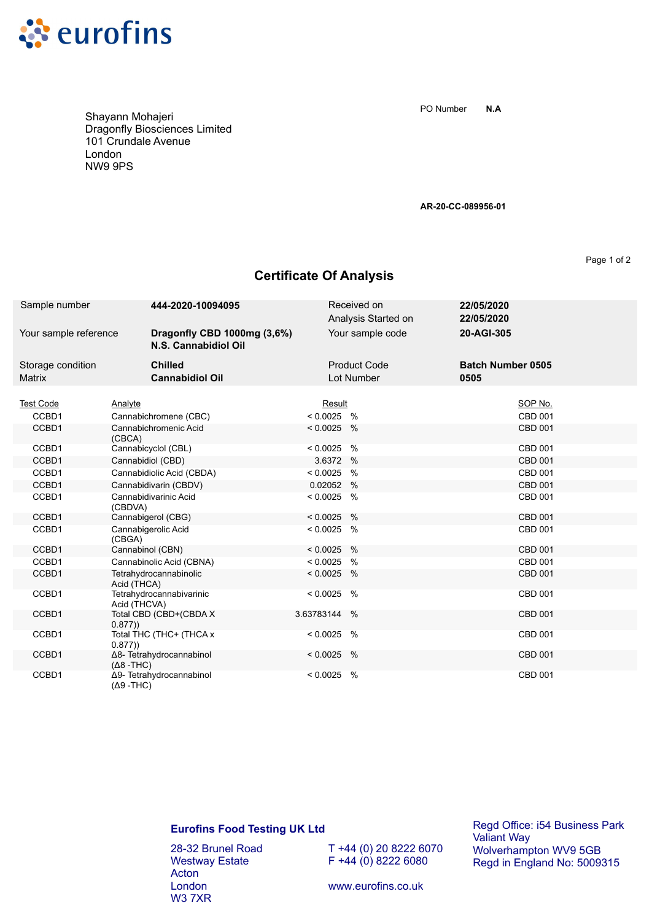eurofins

Shayann Mohajeri
Dragonfly Biosciences Limited
101 Crundale Avenue
London
NW9 9PS

PO Number **N.A**

**AR-20-CC-089956-01**

# Certificate Of Analysis

| | | | |
|---|---|---|---|
| Sample number | **444-2020-10094095** | Received on | **22/05/2020** |
| | | Analysis Started on | **22/05/2020** |
| Your sample reference | **Dragonfly CBD 1000mg (3,6%) N.S. Cannabidiol Oil** | Your sample code | **20-AGI-305** |
| Storage condition | **Chilled** | Product Code | **Batch Number 0505** |
| Matrix | **Cannabidiol Oil** | Lot Number | **0505** |

| Test Code | Analyte | Result | | SOP No. |
|---|---|---|---|---|
| CCBD1 | Cannabichromene (CBC) | < 0.0025 | % | CBD 001 |
| CCBD1 | Cannabichromenic Acid (CBCA) | < 0.0025 | % | CBD 001 |
| CCBD1 | Cannabicyclol (CBL) | < 0.0025 | % | CBD 001 |
| CCBD1 | Cannabidiol (CBD) | 3.6372 | % | CBD 001 |
| CCBD1 | Cannabidiolic Acid (CBDA) | < 0.0025 | % | CBD 001 |
| CCBD1 | Cannabidivarin (CBDV) | 0.02052 | % | CBD 001 |
| CCBD1 | Cannabidivarinic Acid (CBDVA) | < 0.0025 | % | CBD 001 |
| CCBD1 | Cannabigerol (CBG) | < 0.0025 | % | CBD 001 |
| CCBD1 | Cannabigerolic Acid (CBGA) | < 0.0025 | % | CBD 001 |
| CCBD1 | Cannabinol (CBN) | < 0.0025 | % | CBD 001 |
| CCBD1 | Cannabinolic Acid (CBNA) | < 0.0025 | % | CBD 001 |
| CCBD1 | Tetrahydrocannabinolic Acid (THCA) | < 0.0025 | % | CBD 001 |
| CCBD1 | Tetrahydrocannabivarinic Acid (THCVA) | < 0.0025 | % | CBD 001 |
| CCBD1 | Total CBD (CBD+(CBDA X 0.877)) | 3.63783144 | % | CBD 001 |
| CCBD1 | Total THC (THC+ (THCA x 0.877)) | < 0.0025 | % | CBD 001 |
| CCBD1 | Δ8- Tetrahydrocannabinol (Δ8 -THC) | < 0.0025 | % | CBD 001 |
| CCBD1 | Δ9- Tetrahydrocannabinol (Δ9 -THC) | < 0.0025 | % | CBD 001 |

**Eurofins Food Testing UK Ltd**

28-32 Brunel Road
Westway Estate
Acton
London
W3 7XR

T +44 (0) 20 8222 6070
F +44 (0) 8222 6080

www.eurofins.co.uk

Regd Office: i54 Business Park
Valiant Way
Wolverhampton WV9 5GB
Regd in England No: 5009315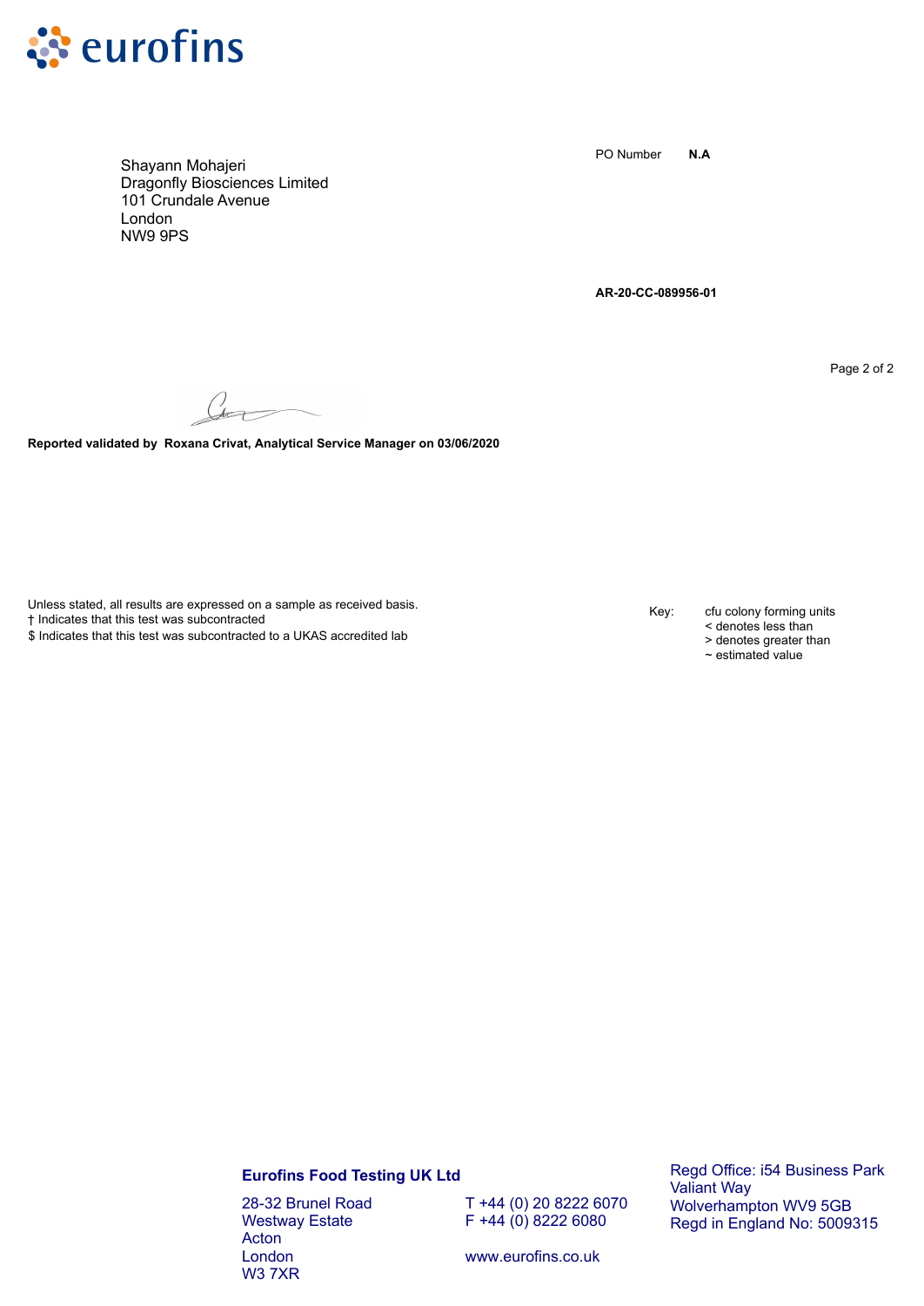Shayann Mohajeri
Dragonfly Biosciences Limited
101 Crundale Avenue
London
NW9 9PS

PO Number **N.A**

**AR-20-CC-089956-01**

**Reported validated by Roxana Crivat, Analytical Service Manager on 03/06/2020**

Unless stated, all results are expressed on a sample as received basis.
† Indicates that this test was subcontracted
$ Indicates that this test was subcontracted to a UKAS accredited lab

Key:
cfu colony forming units
< denotes less than
> denotes greater than
~ estimated value

**Eurofins Food Testing UK Ltd**

28-32 Brunel Road
Westway Estate
Acton
London
W3 7XR

T +44 (0) 20 8222 6070
F +44 (0) 8222 6080

www.eurofins.co.uk

Regd Office: i54 Business Park
Valiant Way
Wolverhampton WV9 5GB
Regd in England No: 5009315